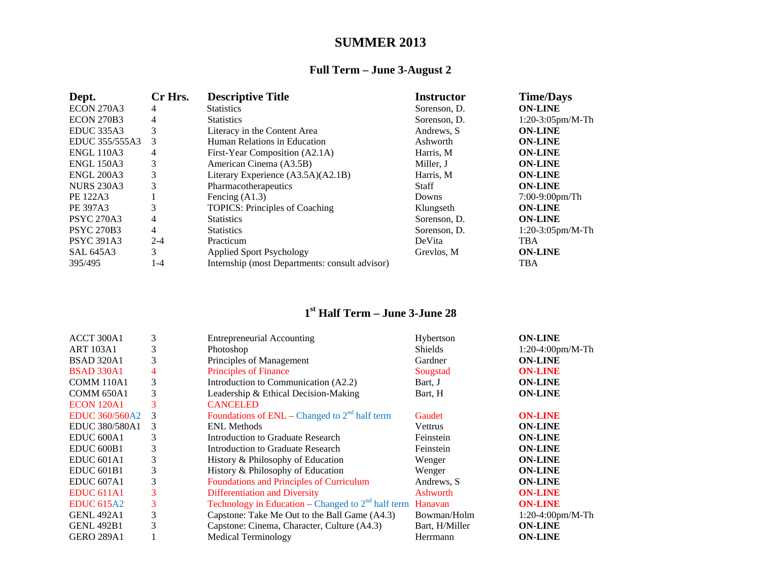# SUMMER 2013

## Full Term – June 3-August 2

| Dept. | Cr Hrs. | Descriptive Title | Instructor | Time/Days |
|---|---|---|---|---|
| ECON 270A3 | 4 | Statistics | Sorenson, D. | **ON-LINE** |
| ECON 270B3 | 4 | Statistics | Sorenson, D. | 1:20-3:05pm/M-Th |
| EDUC 335A3 | 3 | Literacy in the Content Area | Andrews, S | **ON-LINE** |
| EDUC 355/555A3 | 3 | Human Relations in Education | Ashworth | **ON-LINE** |
| ENGL 110A3 | 4 | First-Year Composition (A2.1A) | Harris, M | **ON-LINE** |
| ENGL 150A3 | 3 | American Cinema (A3.5B) | Miller, J | **ON-LINE** |
| ENGL 200A3 | 3 | Literary Experience (A3.5A)(A2.1B) | Harris, M | **ON-LINE** |
| NURS 230A3 | 3 | Pharmacotherapeutics | Staff | **ON-LINE** |
| PE 122A3 | 1 | Fencing (A1.3) | Downs | 7:00-9:00pm/Th |
| PE 397A3 | 3 | TOPICS: Principles of Coaching | Klungseth | **ON-LINE** |
| PSYC 270A3 | 4 | Statistics | Sorenson, D. | **ON-LINE** |
| PSYC 270B3 | 4 | Statistics | Sorenson, D. | 1:20-3:05pm/M-Th |
| PSYC 391A3 | 2-4 | Practicum | DeVita | TBA |
| SAL 645A3 | 3 | Applied Sport Psychology | Grevlos, M | **ON-LINE** |
| 395/495 | 1-4 | Internship (most Departments: consult advisor) | | TBA |

## 1st Half Term – June 3-June 28

| Dept. | Cr Hrs. | Descriptive Title | Instructor | Time/Days |
|---|---|---|---|---|
| ACCT 300A1 | 3 | Entrepreneurial Accounting | Hybertson | **ON-LINE** |
| ART 103A1 | 3 | Photoshop | Shields | 1:20-4:00pm/M-Th |
| BSAD 320A1 | 3 | Principles of Management | Gardner | **ON-LINE** |
| BSAD 330A1 | 4 | Principles of Finance | Sougstad | **ON-LINE** |
| COMM 110A1 | 3 | Introduction to Communication (A2.2) | Bart, J | **ON-LINE** |
| COMM 650A1 | 3 | Leadership & Ethical Decision-Making | Bart, H | **ON-LINE** |
| ECON 120A1 | 3 | CANCELED | | |
| EDUC 360/560A2 | 3 | Foundations of ENL – Changed to 2nd half term | Gaudet | **ON-LINE** |
| EDUC 380/580A1 | 3 | ENL Methods | Vettrus | **ON-LINE** |
| EDUC 600A1 | 3 | Introduction to Graduate Research | Feinstein | **ON-LINE** |
| EDUC 600B1 | 3 | Introduction to Graduate Research | Feinstein | **ON-LINE** |
| EDUC 601A1 | 3 | History & Philosophy of Education | Wenger | **ON-LINE** |
| EDUC 601B1 | 3 | History & Philosophy of Education | Wenger | **ON-LINE** |
| EDUC 607A1 | 3 | Foundations and Principles of Curriculum | Andrews, S | **ON-LINE** |
| EDUC 611A1 | 3 | Differentiation and Diversity | Ashworth | **ON-LINE** |
| EDUC 615A2 | 3 | Technology in Education – Changed to 2nd half term | Hanavan | **ON-LINE** |
| GENL 492A1 | 3 | Capstone: Take Me Out to the Ball Game (A4.3) | Bowman/Holm | 1:20-4:00pm/M-Th |
| GENL 492B1 | 3 | Capstone: Cinema, Character, Culture (A4.3) | Bart, H/Miller | **ON-LINE** |
| GERO 289A1 | 1 | Medical Terminology | Herrmann | **ON-LINE** |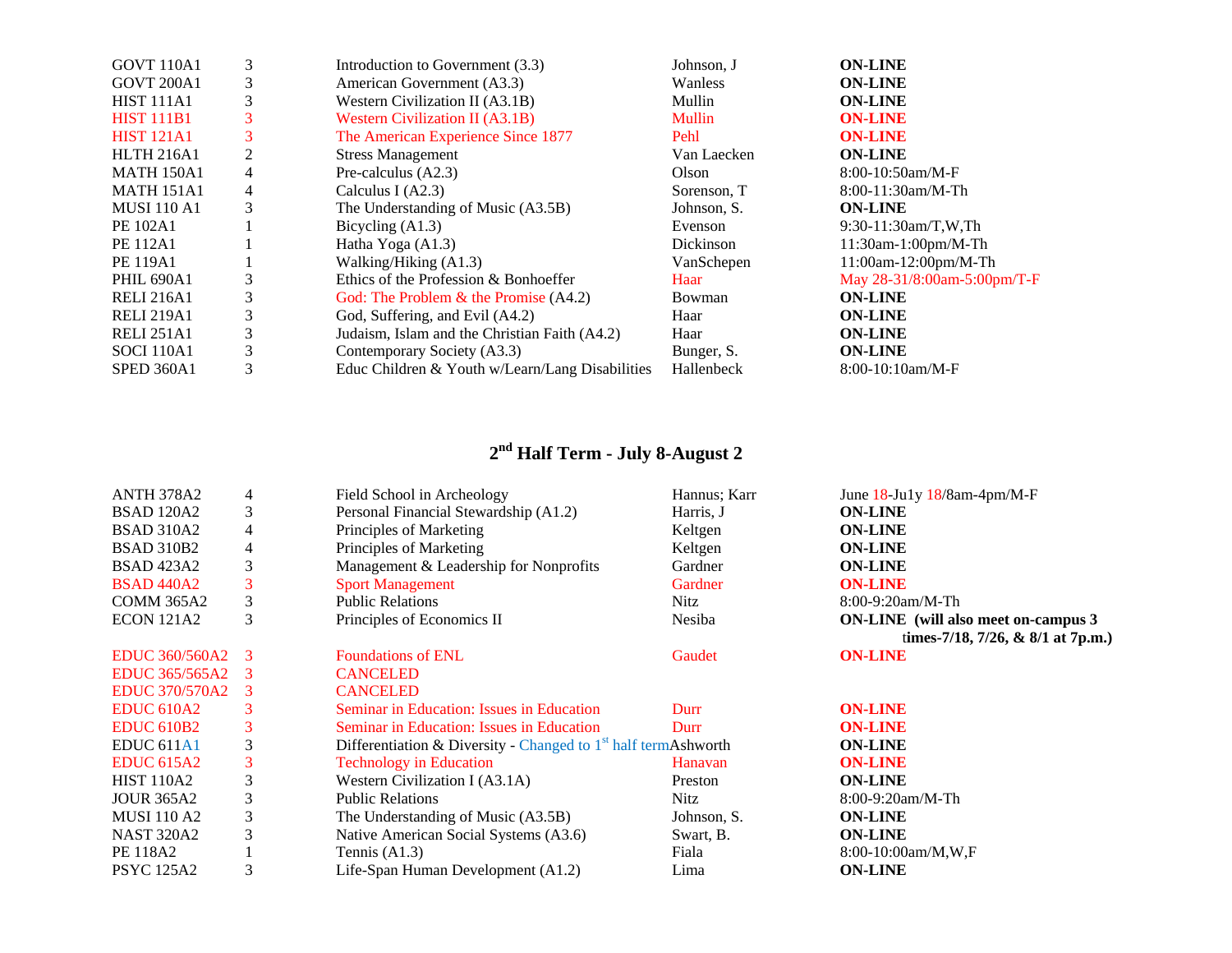| | | | | |
|---|---|---|---|---|
| GOVT 110A1 | 3 | Introduction to Government (3.3) | Johnson, J | **ON-LINE** |
| GOVT 200A1 | 3 | American Government (A3.3) | Wanless | **ON-LINE** |
| HIST 111A1 | 3 | Western Civilization II (A3.1B) | Mullin | **ON-LINE** |
| HIST 111B1 | 3 | Western Civilization II (A3.1B) | Mullin | **ON-LINE** |
| HIST 121A1 | 3 | The American Experience Since 1877 | Pehl | **ON-LINE** |
| HLTH 216A1 | 2 | Stress Management | Van Laecken | **ON-LINE** |
| MATH 150A1 | 4 | Pre-calculus (A2.3) | Olson | 8:00-10:50am/M-F |
| MATH 151A1 | 4 | Calculus I (A2.3) | Sorenson, T | 8:00-11:30am/M-Th |
| MUSI 110 A1 | 3 | The Understanding of Music (A3.5B) | Johnson, S. | **ON-LINE** |
| PE 102A1 | 1 | Bicycling (A1.3) | Evenson | 9:30-11:30am/T,W,Th |
| PE 112A1 | 1 | Hatha Yoga (A1.3) | Dickinson | 11:30am-1:00pm/M-Th |
| PE 119A1 | 1 | Walking/Hiking (A1.3) | VanSchepen | 11:00am-12:00pm/M-Th |
| PHIL 690A1 | 3 | Ethics of the Profession & Bonhoeffer | Haar | May 28-31/8:00am-5:00pm/T-F |
| RELI 216A1 | 3 | God: The Problem & the Promise (A4.2) | Bowman | **ON-LINE** |
| RELI 219A1 | 3 | God, Suffering, and Evil (A4.2) | Haar | **ON-LINE** |
| RELI 251A1 | 3 | Judaism, Islam and the Christian Faith (A4.2) | Haar | **ON-LINE** |
| SOCI 110A1 | 3 | Contemporary Society (A3.3) | Bunger, S. | **ON-LINE** |
| SPED 360A1 | 3 | Educ Children & Youth w/Learn/Lang Disabilities | Hallenbeck | 8:00-10:10am/M-F |

## 2nd Half Term - July 8-August 2

| | | | | |
|---|---|---|---|---|
| ANTH 378A2 | 4 | Field School in Archeology | Hannus; Karr | June 18-Ju1y 18/8am-4pm/M-F |
| BSAD 120A2 | 3 | Personal Financial Stewardship (A1.2) | Harris, J | **ON-LINE** |
| BSAD 310A2 | 4 | Principles of Marketing | Keltgen | **ON-LINE** |
| BSAD 310B2 | 4 | Principles of Marketing | Keltgen | **ON-LINE** |
| BSAD 423A2 | 3 | Management & Leadership for Nonprofits | Gardner | **ON-LINE** |
| BSAD 440A2 | 3 | Sport Management | Gardner | **ON-LINE** |
| COMM 365A2 | 3 | Public Relations | Nitz | 8:00-9:20am/M-Th |
| ECON 121A2 | 3 | Principles of Economics II | Nesiba | **ON-LINE (will also meet on-campus 3 times-7/18, 7/26, & 8/1 at 7p.m.)** |
| EDUC 360/560A2 | 3 | Foundations of ENL | Gaudet | **ON-LINE** |
| EDUC 365/565A2 | 3 | CANCELED | | |
| EDUC 370/570A2 | 3 | CANCELED | | |
| EDUC 610A2 | 3 | Seminar in Education: Issues in Education | Durr | **ON-LINE** |
| EDUC 610B2 | 3 | Seminar in Education: Issues in Education | Durr | **ON-LINE** |
| EDUC 611A1 | 3 | Differentiation & Diversity - Changed to 1st half term | Ashworth | **ON-LINE** |
| EDUC 615A2 | 3 | Technology in Education | Hanavan | **ON-LINE** |
| HIST 110A2 | 3 | Western Civilization I (A3.1A) | Preston | **ON-LINE** |
| JOUR 365A2 | 3 | Public Relations | Nitz | 8:00-9:20am/M-Th |
| MUSI 110 A2 | 3 | The Understanding of Music (A3.5B) | Johnson, S. | **ON-LINE** |
| NAST 320A2 | 3 | Native American Social Systems (A3.6) | Swart, B. | **ON-LINE** |
| PE 118A2 | 1 | Tennis (A1.3) | Fiala | 8:00-10:00am/M,W,F |
| PSYC 125A2 | 3 | Life-Span Human Development (A1.2) | Lima | **ON-LINE** |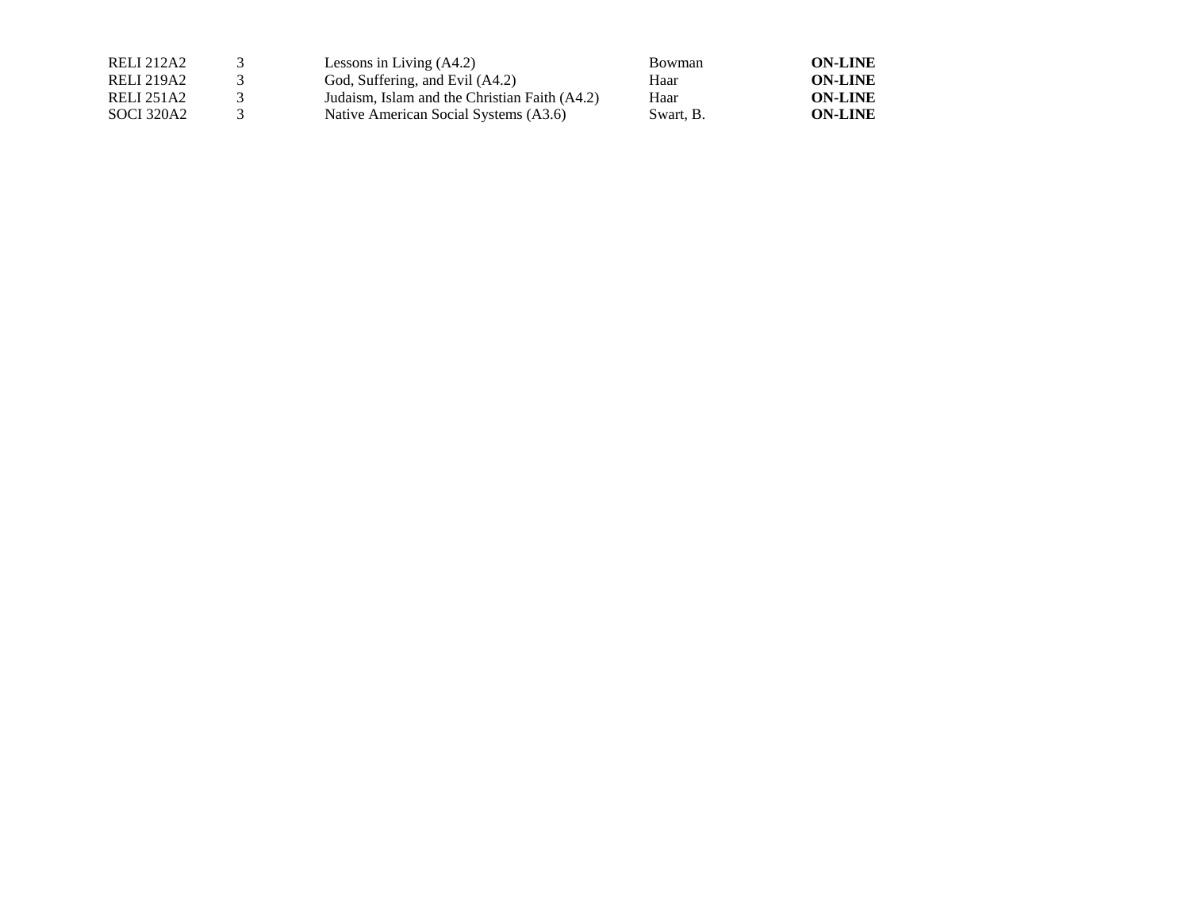| | | | | |
|---|---|---|---|---|
| RELI 212A2 | 3 | Lessons in Living (A4.2) | Bowman | **ON-LINE** |
| RELI 219A2 | 3 | God, Suffering, and Evil (A4.2) | Haar | **ON-LINE** |
| RELI 251A2 | 3 | Judaism, Islam and the Christian Faith (A4.2) | Haar | **ON-LINE** |
| SOCI 320A2 | 3 | Native American Social Systems (A3.6) | Swart, B. | **ON-LINE** |